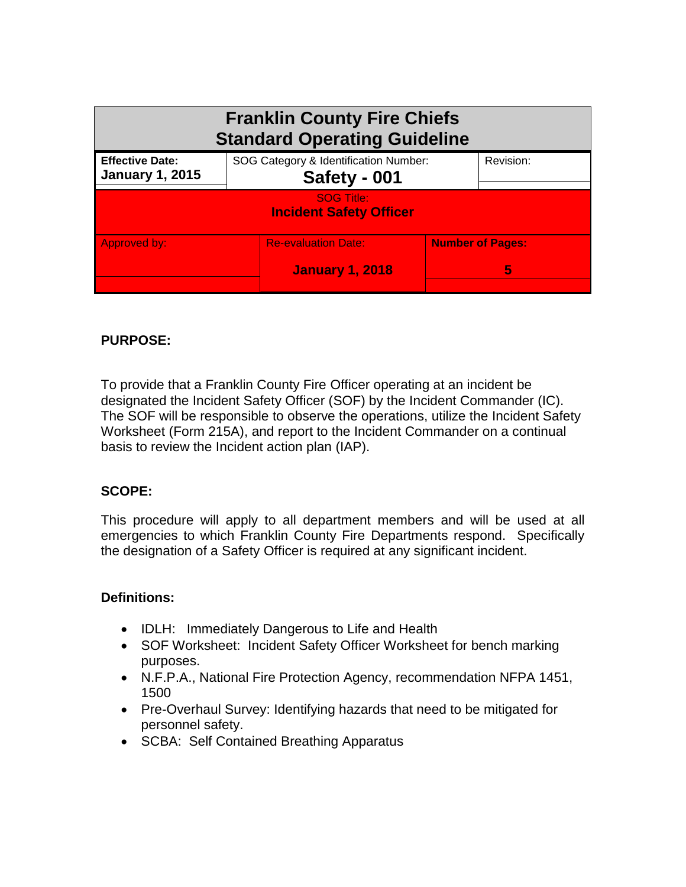| **Franklin County Fire Chiefs Standard Operating Guideline** | | |
|---|---|---|
| **Effective Date:** **January 1, 2015** | SOG Category & Identification Number: **Safety - 001** | Revision: |
| SOG Title: **Incident Safety Officer** | | |
| Approved by: | Re-evaluation Date: **January 1, 2018** | **Number of Pages:** **5** |

**PURPOSE:**

To provide that a Franklin County Fire Officer operating at an incident be designated the Incident Safety Officer (SOF) by the Incident Commander (IC). The SOF will be responsible to observe the operations, utilize the Incident Safety Worksheet (Form 215A), and report to the Incident Commander on a continual basis to review the Incident action plan (IAP).

**SCOPE:**

This procedure will apply to all department members and will be used at all emergencies to which Franklin County Fire Departments respond. Specifically the designation of a Safety Officer is required at any significant incident.

**Definitions:**

- IDLH: Immediately Dangerous to Life and Health
- SOF Worksheet: Incident Safety Officer Worksheet for bench marking purposes.
- N.F.P.A., National Fire Protection Agency, recommendation NFPA 1451, 1500
- Pre-Overhaul Survey: Identifying hazards that need to be mitigated for personnel safety.
- SCBA: Self Contained Breathing Apparatus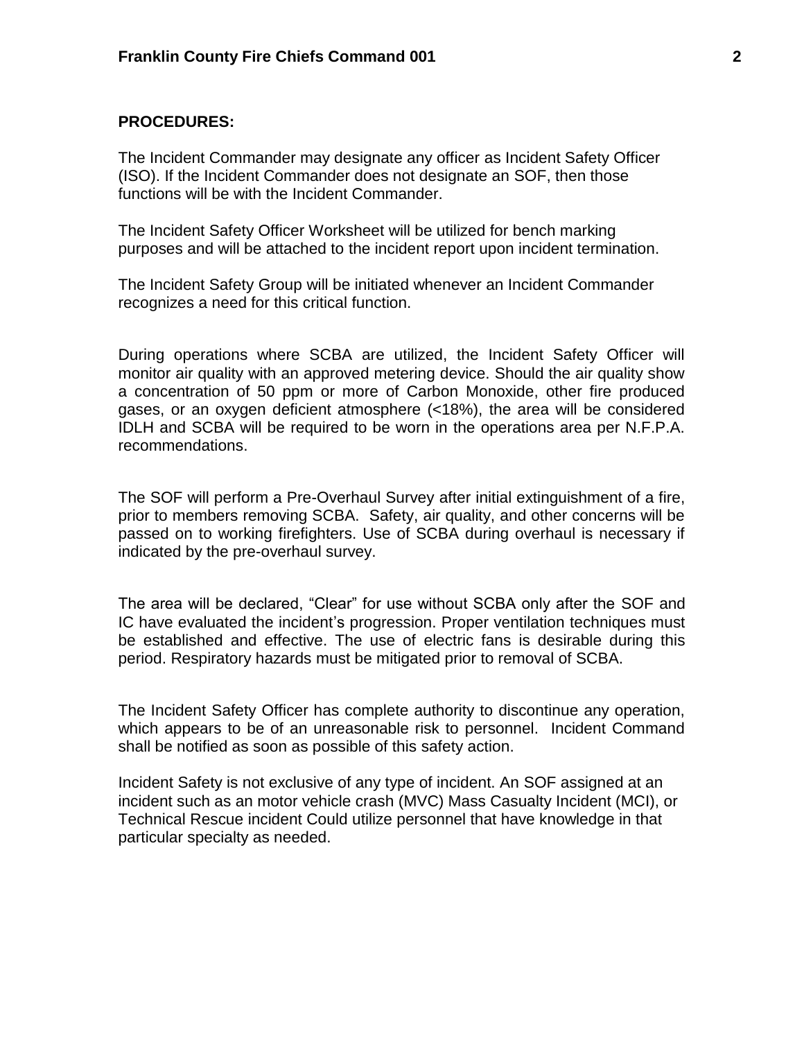**PROCEDURES:**

The Incident Commander may designate any officer as Incident Safety Officer (ISO). If the Incident Commander does not designate an SOF, then those functions will be with the Incident Commander.

The Incident Safety Officer Worksheet will be utilized for bench marking purposes and will be attached to the incident report upon incident termination.

The Incident Safety Group will be initiated whenever an Incident Commander recognizes a need for this critical function.

During operations where SCBA are utilized, the Incident Safety Officer will monitor air quality with an approved metering device. Should the air quality show a concentration of 50 ppm or more of Carbon Monoxide, other fire produced gases, or an oxygen deficient atmosphere (<18%), the area will be considered IDLH and SCBA will be required to be worn in the operations area per N.F.P.A. recommendations.

The SOF will perform a Pre-Overhaul Survey after initial extinguishment of a fire, prior to members removing SCBA. Safety, air quality, and other concerns will be passed on to working firefighters. Use of SCBA during overhaul is necessary if indicated by the pre-overhaul survey.

The area will be declared, "Clear" for use without SCBA only after the SOF and IC have evaluated the incident's progression. Proper ventilation techniques must be established and effective. The use of electric fans is desirable during this period. Respiratory hazards must be mitigated prior to removal of SCBA.

The Incident Safety Officer has complete authority to discontinue any operation, which appears to be of an unreasonable risk to personnel. Incident Command shall be notified as soon as possible of this safety action.

Incident Safety is not exclusive of any type of incident. An SOF assigned at an incident such as an motor vehicle crash (MVC) Mass Casualty Incident (MCI), or Technical Rescue incident Could utilize personnel that have knowledge in that particular specialty as needed.